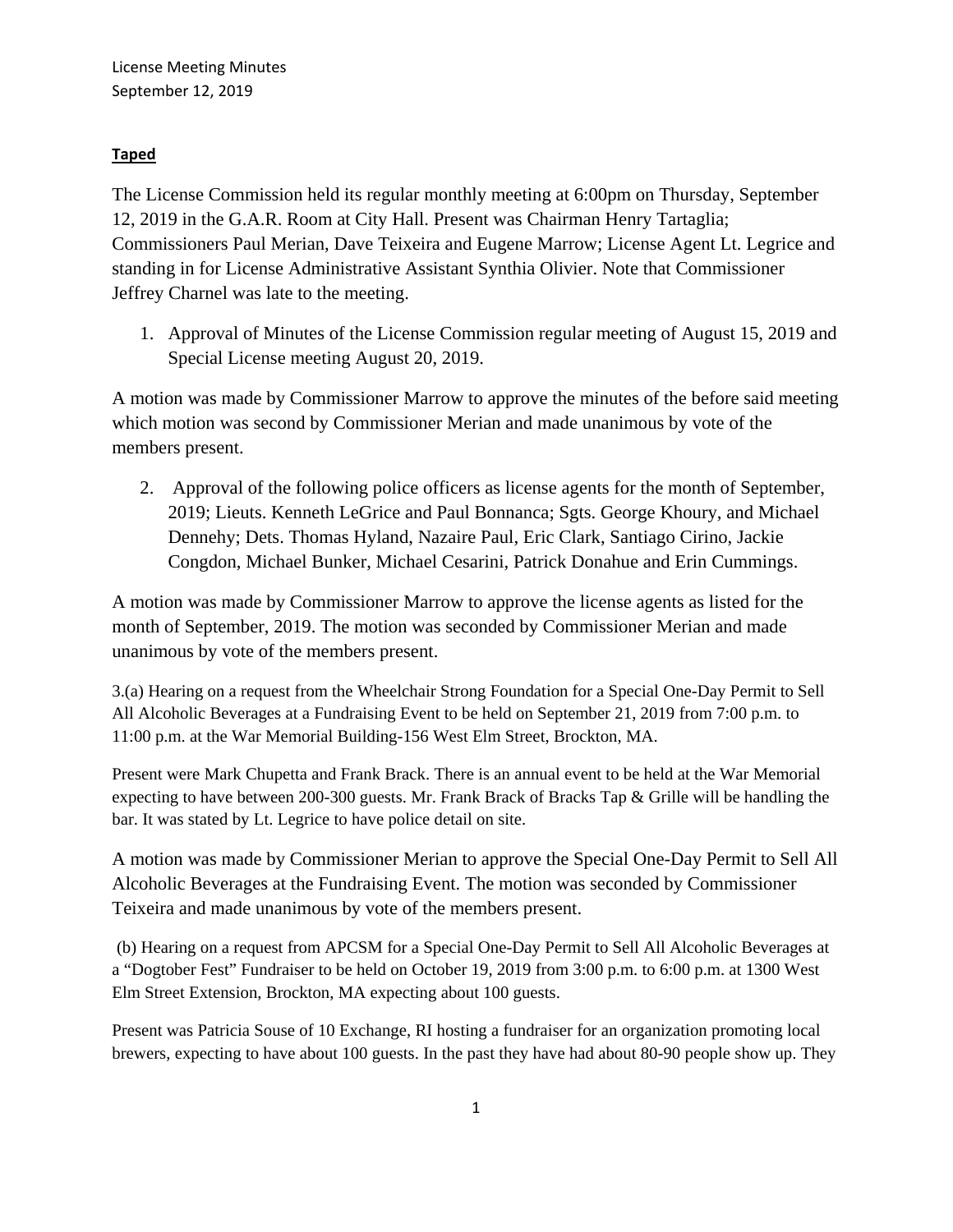License Meeting Minutes
September 12, 2019

**Taped**

The License Commission held its regular monthly meeting at 6:00pm on Thursday, September 12, 2019 in the G.A.R. Room at City Hall. Present was Chairman Henry Tartaglia; Commissioners Paul Merian, Dave Teixeira and Eugene Marrow; License Agent Lt. Legrice and standing in for License Administrative Assistant Synthia Olivier. Note that Commissioner Jeffrey Charnel was late to the meeting.

1. Approval of Minutes of the License Commission regular meeting of August 15, 2019 and Special License meeting August 20, 2019.

A motion was made by Commissioner Marrow to approve the minutes of the before said meeting which motion was second by Commissioner Merian and made unanimous by vote of the members present.

2. Approval of the following police officers as license agents for the month of September, 2019; Lieuts. Kenneth LeGrice and Paul Bonnanca; Sgts. George Khoury, and Michael Dennehy; Dets. Thomas Hyland, Nazaire Paul, Eric Clark, Santiago Cirino, Jackie Congdon, Michael Bunker, Michael Cesarini, Patrick Donahue and Erin Cummings.

A motion was made by Commissioner Marrow to approve the license agents as listed for the month of September, 2019. The motion was seconded by Commissioner Merian and made unanimous by vote of the members present.

3.(a) Hearing on a request from the Wheelchair Strong Foundation for a Special One-Day Permit to Sell All Alcoholic Beverages at a Fundraising Event to be held on September 21, 2019 from 7:00 p.m. to 11:00 p.m. at the War Memorial Building-156 West Elm Street, Brockton, MA.

Present were Mark Chupetta and Frank Brack. There is an annual event to be held at the War Memorial expecting to have between 200-300 guests. Mr. Frank Brack of Bracks Tap & Grille will be handling the bar. It was stated by Lt. Legrice to have police detail on site.

A motion was made by Commissioner Merian to approve the Special One-Day Permit to Sell All Alcoholic Beverages at the Fundraising Event. The motion was seconded by Commissioner Teixeira and made unanimous by vote of the members present.

(b) Hearing on a request from APCSM for a Special One-Day Permit to Sell All Alcoholic Beverages at a "Dogtober Fest" Fundraiser to be held on October 19, 2019 from 3:00 p.m. to 6:00 p.m. at 1300 West Elm Street Extension, Brockton, MA expecting about 100 guests.

Present was Patricia Souse of 10 Exchange, RI hosting a fundraiser for an organization promoting local brewers, expecting to have about 100 guests. In the past they have had about 80-90 people show up. They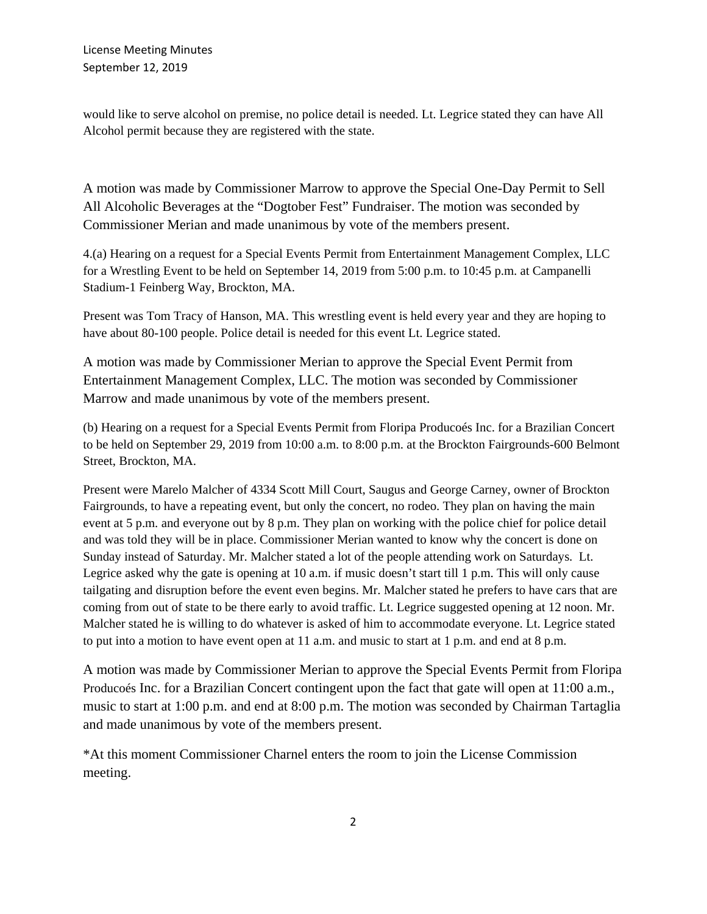would like to serve alcohol on premise, no police detail is needed. Lt. Legrice stated they can have All Alcohol permit because they are registered with the state.

A motion was made by Commissioner Marrow to approve the Special One-Day Permit to Sell All Alcoholic Beverages at the "Dogtober Fest" Fundraiser. The motion was seconded by Commissioner Merian and made unanimous by vote of the members present.

4.(a) Hearing on a request for a Special Events Permit from Entertainment Management Complex, LLC for a Wrestling Event to be held on September 14, 2019 from 5:00 p.m. to 10:45 p.m. at Campanelli Stadium-1 Feinberg Way, Brockton, MA.

Present was Tom Tracy of Hanson, MA. This wrestling event is held every year and they are hoping to have about 80-100 people. Police detail is needed for this event Lt. Legrice stated.

A motion was made by Commissioner Merian to approve the Special Event Permit from Entertainment Management Complex, LLC. The motion was seconded by Commissioner Marrow and made unanimous by vote of the members present.

(b) Hearing on a request for a Special Events Permit from Floripa Producoés Inc. for a Brazilian Concert to be held on September 29, 2019 from 10:00 a.m. to 8:00 p.m. at the Brockton Fairgrounds-600 Belmont Street, Brockton, MA.

Present were Marelo Malcher of 4334 Scott Mill Court, Saugus and George Carney, owner of Brockton Fairgrounds, to have a repeating event, but only the concert, no rodeo. They plan on having the main event at 5 p.m. and everyone out by 8 p.m. They plan on working with the police chief for police detail and was told they will be in place. Commissioner Merian wanted to know why the concert is done on Sunday instead of Saturday. Mr. Malcher stated a lot of the people attending work on Saturdays. Lt. Legrice asked why the gate is opening at 10 a.m. if music doesn't start till 1 p.m. This will only cause tailgating and disruption before the event even begins. Mr. Malcher stated he prefers to have cars that are coming from out of state to be there early to avoid traffic. Lt. Legrice suggested opening at 12 noon. Mr. Malcher stated he is willing to do whatever is asked of him to accommodate everyone. Lt. Legrice stated to put into a motion to have event open at 11 a.m. and music to start at 1 p.m. and end at 8 p.m.

A motion was made by Commissioner Merian to approve the Special Events Permit from Floripa Producoés Inc. for a Brazilian Concert contingent upon the fact that gate will open at 11:00 a.m., music to start at 1:00 p.m. and end at 8:00 p.m. The motion was seconded by Chairman Tartaglia and made unanimous by vote of the members present.

*At this moment Commissioner Charnel enters the room to join the License Commission meeting.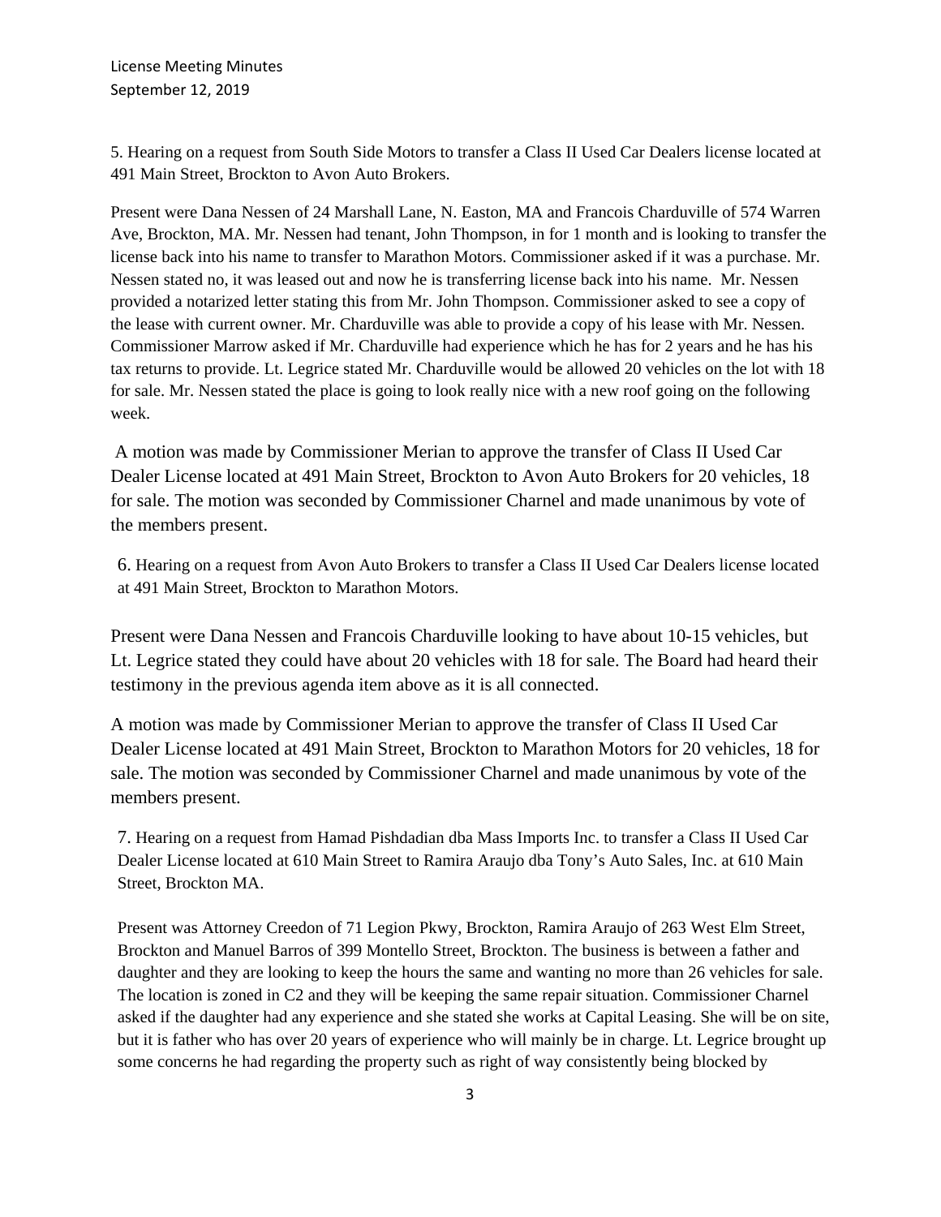5. Hearing on a request from South Side Motors to transfer a Class II Used Car Dealers license located at 491 Main Street, Brockton to Avon Auto Brokers.

Present were Dana Nessen of 24 Marshall Lane, N. Easton, MA and Francois Charduville of 574 Warren Ave, Brockton, MA. Mr. Nessen had tenant, John Thompson, in for 1 month and is looking to transfer the license back into his name to transfer to Marathon Motors. Commissioner asked if it was a purchase. Mr. Nessen stated no, it was leased out and now he is transferring license back into his name. Mr. Nessen provided a notarized letter stating this from Mr. John Thompson. Commissioner asked to see a copy of the lease with current owner. Mr. Charduville was able to provide a copy of his lease with Mr. Nessen. Commissioner Marrow asked if Mr. Charduville had experience which he has for 2 years and he has his tax returns to provide. Lt. Legrice stated Mr. Charduville would be allowed 20 vehicles on the lot with 18 for sale. Mr. Nessen stated the place is going to look really nice with a new roof going on the following week.

A motion was made by Commissioner Merian to approve the transfer of Class II Used Car Dealer License located at 491 Main Street, Brockton to Avon Auto Brokers for 20 vehicles, 18 for sale. The motion was seconded by Commissioner Charnel and made unanimous by vote of the members present.

6. Hearing on a request from Avon Auto Brokers to transfer a Class II Used Car Dealers license located at 491 Main Street, Brockton to Marathon Motors.

Present were Dana Nessen and Francois Charduville looking to have about 10-15 vehicles, but Lt. Legrice stated they could have about 20 vehicles with 18 for sale. The Board had heard their testimony in the previous agenda item above as it is all connected.

A motion was made by Commissioner Merian to approve the transfer of Class II Used Car Dealer License located at 491 Main Street, Brockton to Marathon Motors for 20 vehicles, 18 for sale. The motion was seconded by Commissioner Charnel and made unanimous by vote of the members present.

7. Hearing on a request from Hamad Pishdadian dba Mass Imports Inc. to transfer a Class II Used Car Dealer License located at 610 Main Street to Ramira Araujo dba Tony's Auto Sales, Inc. at 610 Main Street, Brockton MA.

Present was Attorney Creedon of 71 Legion Pkwy, Brockton, Ramira Araujo of 263 West Elm Street, Brockton and Manuel Barros of 399 Montello Street, Brockton. The business is between a father and daughter and they are looking to keep the hours the same and wanting no more than 26 vehicles for sale. The location is zoned in C2 and they will be keeping the same repair situation. Commissioner Charnel asked if the daughter had any experience and she stated she works at Capital Leasing. She will be on site, but it is father who has over 20 years of experience who will mainly be in charge. Lt. Legrice brought up some concerns he had regarding the property such as right of way consistently being blocked by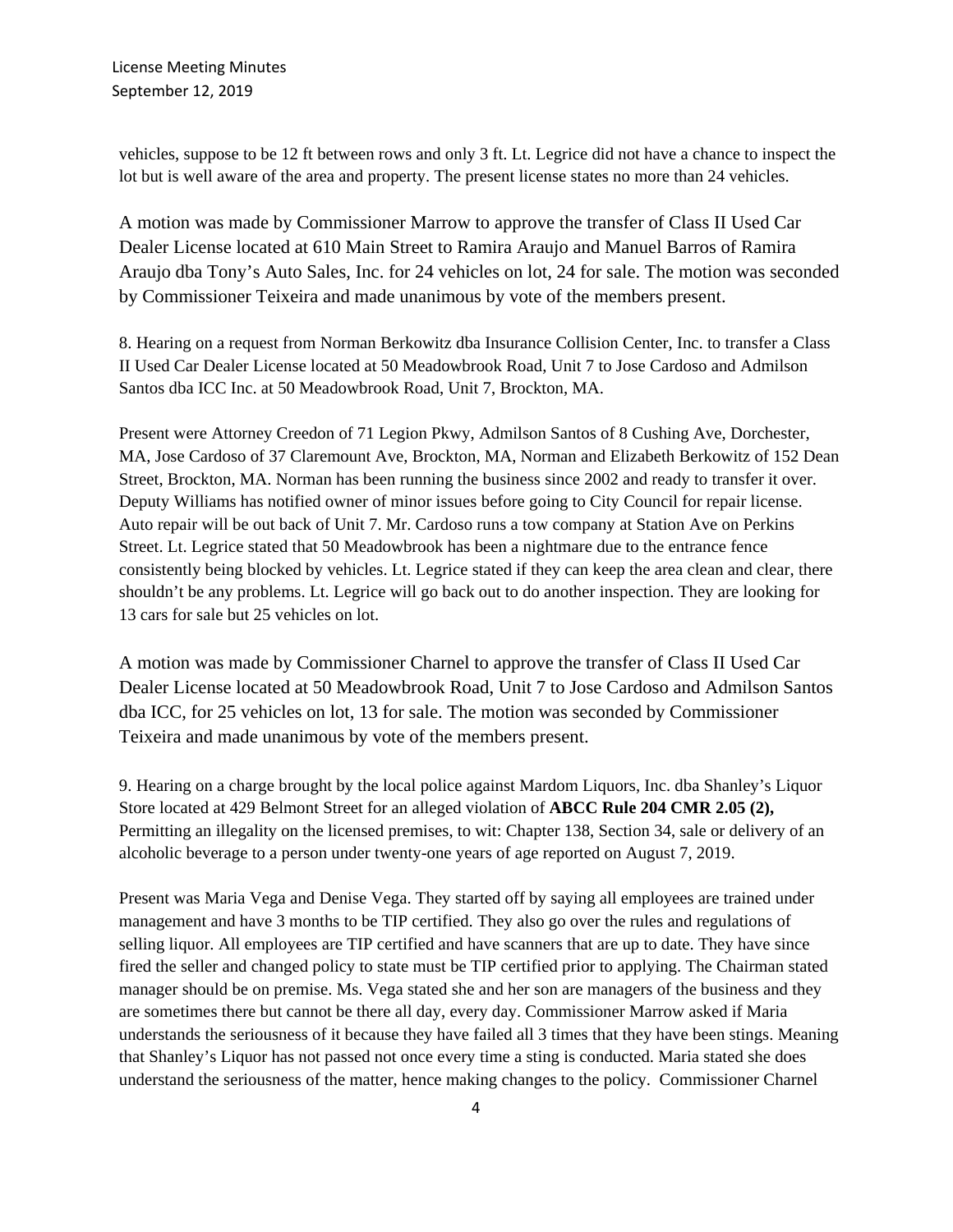vehicles, suppose to be 12 ft between rows and only 3 ft. Lt. Legrice did not have a chance to inspect the lot but is well aware of the area and property. The present license states no more than 24 vehicles.

A motion was made by Commissioner Marrow to approve the transfer of Class II Used Car Dealer License located at 610 Main Street to Ramira Araujo and Manuel Barros of Ramira Araujo dba Tony's Auto Sales, Inc. for 24 vehicles on lot, 24 for sale. The motion was seconded by Commissioner Teixeira and made unanimous by vote of the members present.

8. Hearing on a request from Norman Berkowitz dba Insurance Collision Center, Inc. to transfer a Class II Used Car Dealer License located at 50 Meadowbrook Road, Unit 7 to Jose Cardoso and Admilson Santos dba ICC Inc. at 50 Meadowbrook Road, Unit 7, Brockton, MA.

Present were Attorney Creedon of 71 Legion Pkwy, Admilson Santos of 8 Cushing Ave, Dorchester, MA, Jose Cardoso of 37 Claremount Ave, Brockton, MA, Norman and Elizabeth Berkowitz of 152 Dean Street, Brockton, MA. Norman has been running the business since 2002 and ready to transfer it over. Deputy Williams has notified owner of minor issues before going to City Council for repair license. Auto repair will be out back of Unit 7. Mr. Cardoso runs a tow company at Station Ave on Perkins Street. Lt. Legrice stated that 50 Meadowbrook has been a nightmare due to the entrance fence consistently being blocked by vehicles. Lt. Legrice stated if they can keep the area clean and clear, there shouldn't be any problems. Lt. Legrice will go back out to do another inspection. They are looking for 13 cars for sale but 25 vehicles on lot.

A motion was made by Commissioner Charnel to approve the transfer of Class II Used Car Dealer License located at 50 Meadowbrook Road, Unit 7 to Jose Cardoso and Admilson Santos dba ICC, for 25 vehicles on lot, 13 for sale. The motion was seconded by Commissioner Teixeira and made unanimous by vote of the members present.

9. Hearing on a charge brought by the local police against Mardom Liquors, Inc. dba Shanley's Liquor Store located at 429 Belmont Street for an alleged violation of **ABCC Rule 204 CMR 2.05 (2),** Permitting an illegality on the licensed premises, to wit: Chapter 138, Section 34, sale or delivery of an alcoholic beverage to a person under twenty-one years of age reported on August 7, 2019.

Present was Maria Vega and Denise Vega. They started off by saying all employees are trained under management and have 3 months to be TIP certified. They also go over the rules and regulations of selling liquor. All employees are TIP certified and have scanners that are up to date. They have since fired the seller and changed policy to state must be TIP certified prior to applying. The Chairman stated manager should be on premise. Ms. Vega stated she and her son are managers of the business and they are sometimes there but cannot be there all day, every day. Commissioner Marrow asked if Maria understands the seriousness of it because they have failed all 3 times that they have been stings. Meaning that Shanley's Liquor has not passed not once every time a sting is conducted. Maria stated she does understand the seriousness of the matter, hence making changes to the policy. Commissioner Charnel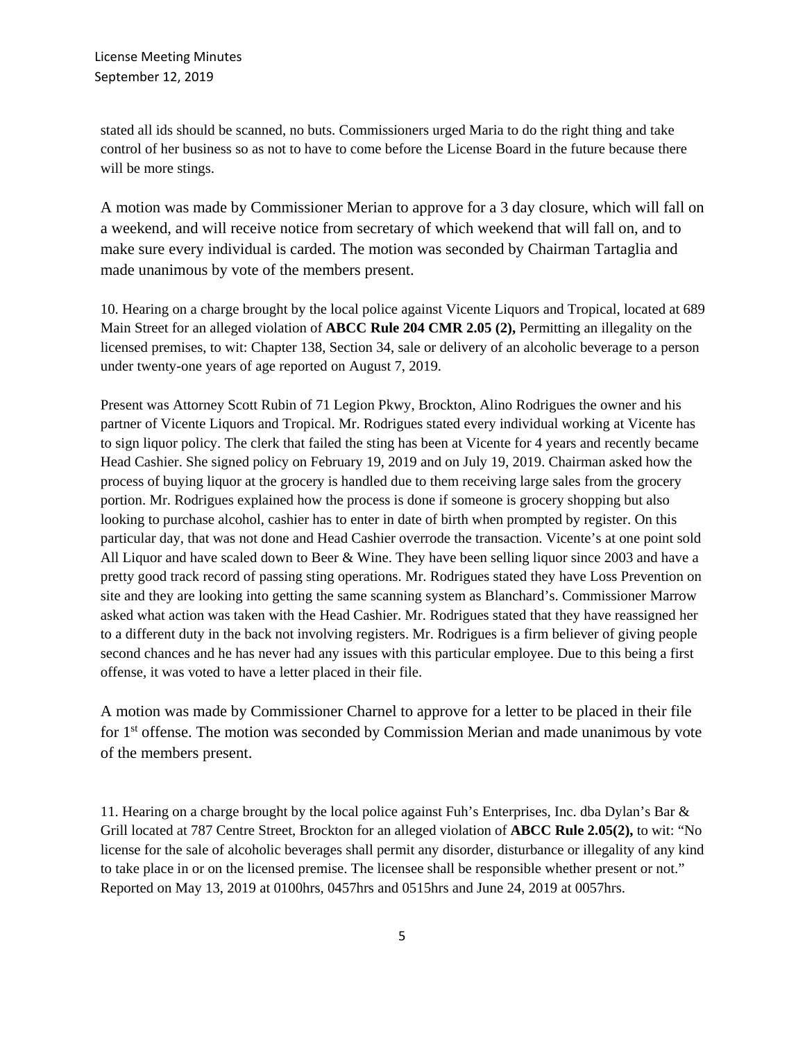stated all ids should be scanned, no buts. Commissioners urged Maria to do the right thing and take control of her business so as not to have to come before the License Board in the future because there will be more stings.

A motion was made by Commissioner Merian to approve for a 3 day closure, which will fall on a weekend, and will receive notice from secretary of which weekend that will fall on, and to make sure every individual is carded. The motion was seconded by Chairman Tartaglia and made unanimous by vote of the members present.

10. Hearing on a charge brought by the local police against Vicente Liquors and Tropical, located at 689 Main Street for an alleged violation of **ABCC Rule 204 CMR 2.05 (2),** Permitting an illegality on the licensed premises, to wit: Chapter 138, Section 34, sale or delivery of an alcoholic beverage to a person under twenty-one years of age reported on August 7, 2019.

Present was Attorney Scott Rubin of 71 Legion Pkwy, Brockton, Alino Rodrigues the owner and his partner of Vicente Liquors and Tropical. Mr. Rodrigues stated every individual working at Vicente has to sign liquor policy. The clerk that failed the sting has been at Vicente for 4 years and recently became Head Cashier. She signed policy on February 19, 2019 and on July 19, 2019. Chairman asked how the process of buying liquor at the grocery is handled due to them receiving large sales from the grocery portion. Mr. Rodrigues explained how the process is done if someone is grocery shopping but also looking to purchase alcohol, cashier has to enter in date of birth when prompted by register. On this particular day, that was not done and Head Cashier overrode the transaction. Vicente's at one point sold All Liquor and have scaled down to Beer & Wine. They have been selling liquor since 2003 and have a pretty good track record of passing sting operations. Mr. Rodrigues stated they have Loss Prevention on site and they are looking into getting the same scanning system as Blanchard's. Commissioner Marrow asked what action was taken with the Head Cashier. Mr. Rodrigues stated that they have reassigned her to a different duty in the back not involving registers. Mr. Rodrigues is a firm believer of giving people second chances and he has never had any issues with this particular employee. Due to this being a first offense, it was voted to have a letter placed in their file.

A motion was made by Commissioner Charnel to approve for a letter to be placed in their file for 1st offense. The motion was seconded by Commission Merian and made unanimous by vote of the members present.

11. Hearing on a charge brought by the local police against Fuh's Enterprises, Inc. dba Dylan's Bar & Grill located at 787 Centre Street, Brockton for an alleged violation of **ABCC Rule 2.05(2),** to wit: "No license for the sale of alcoholic beverages shall permit any disorder, disturbance or illegality of any kind to take place in or on the licensed premise. The licensee shall be responsible whether present or not." Reported on May 13, 2019 at 0100hrs, 0457hrs and 0515hrs and June 24, 2019 at 0057hrs.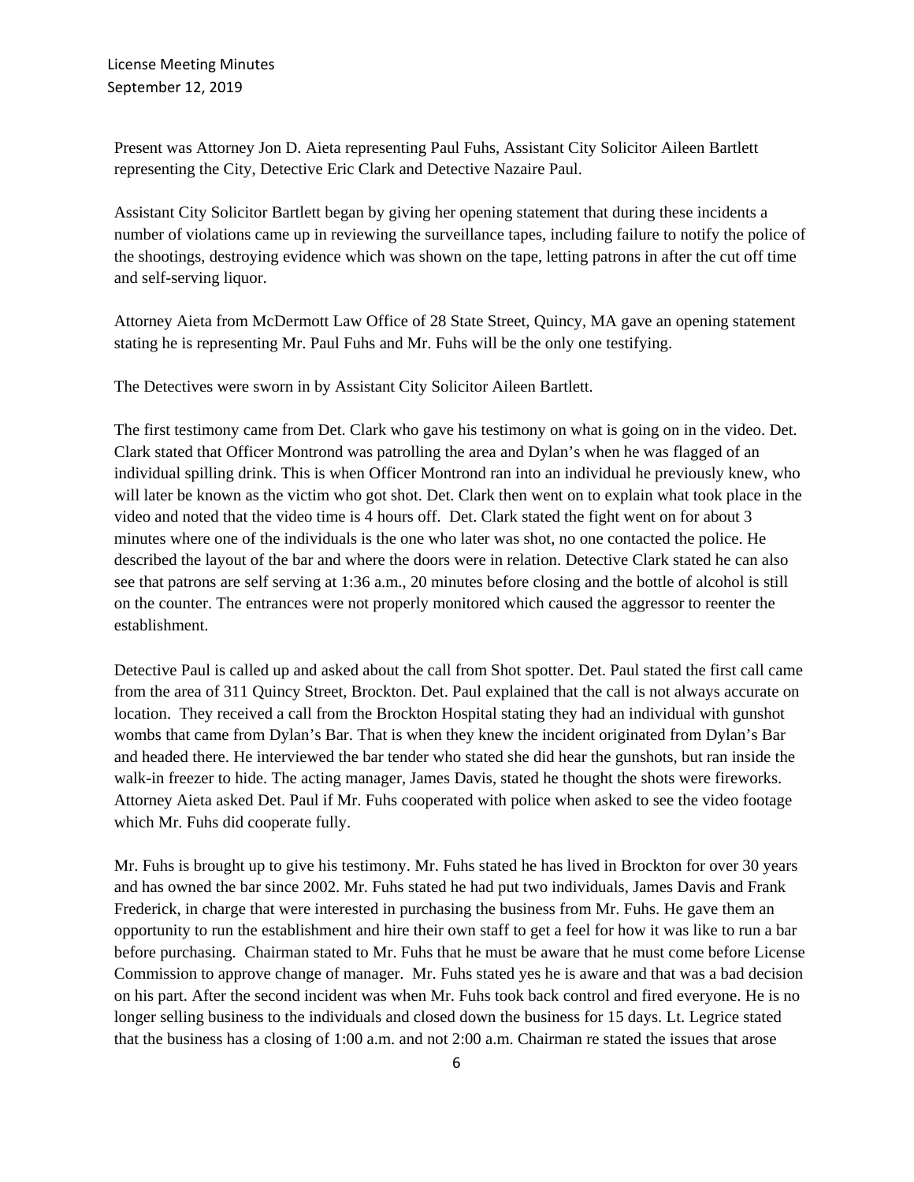Present was Attorney Jon D. Aieta representing Paul Fuhs, Assistant City Solicitor Aileen Bartlett representing the City, Detective Eric Clark and Detective Nazaire Paul.

Assistant City Solicitor Bartlett began by giving her opening statement that during these incidents a number of violations came up in reviewing the surveillance tapes, including failure to notify the police of the shootings, destroying evidence which was shown on the tape, letting patrons in after the cut off time and self-serving liquor.

Attorney Aieta from McDermott Law Office of 28 State Street, Quincy, MA gave an opening statement stating he is representing Mr. Paul Fuhs and Mr. Fuhs will be the only one testifying.

The Detectives were sworn in by Assistant City Solicitor Aileen Bartlett.

The first testimony came from Det. Clark who gave his testimony on what is going on in the video. Det. Clark stated that Officer Montrond was patrolling the area and Dylan's when he was flagged of an individual spilling drink. This is when Officer Montrond ran into an individual he previously knew, who will later be known as the victim who got shot. Det. Clark then went on to explain what took place in the video and noted that the video time is 4 hours off. Det. Clark stated the fight went on for about 3 minutes where one of the individuals is the one who later was shot, no one contacted the police. He described the layout of the bar and where the doors were in relation. Detective Clark stated he can also see that patrons are self serving at 1:36 a.m., 20 minutes before closing and the bottle of alcohol is still on the counter. The entrances were not properly monitored which caused the aggressor to reenter the establishment.

Detective Paul is called up and asked about the call from Shot spotter. Det. Paul stated the first call came from the area of 311 Quincy Street, Brockton. Det. Paul explained that the call is not always accurate on location. They received a call from the Brockton Hospital stating they had an individual with gunshot wombs that came from Dylan's Bar. That is when they knew the incident originated from Dylan's Bar and headed there. He interviewed the bar tender who stated she did hear the gunshots, but ran inside the walk-in freezer to hide. The acting manager, James Davis, stated he thought the shots were fireworks. Attorney Aieta asked Det. Paul if Mr. Fuhs cooperated with police when asked to see the video footage which Mr. Fuhs did cooperate fully.

Mr. Fuhs is brought up to give his testimony. Mr. Fuhs stated he has lived in Brockton for over 30 years and has owned the bar since 2002. Mr. Fuhs stated he had put two individuals, James Davis and Frank Frederick, in charge that were interested in purchasing the business from Mr. Fuhs. He gave them an opportunity to run the establishment and hire their own staff to get a feel for how it was like to run a bar before purchasing. Chairman stated to Mr. Fuhs that he must be aware that he must come before License Commission to approve change of manager. Mr. Fuhs stated yes he is aware and that was a bad decision on his part. After the second incident was when Mr. Fuhs took back control and fired everyone. He is no longer selling business to the individuals and closed down the business for 15 days. Lt. Legrice stated that the business has a closing of 1:00 a.m. and not 2:00 a.m. Chairman re stated the issues that arose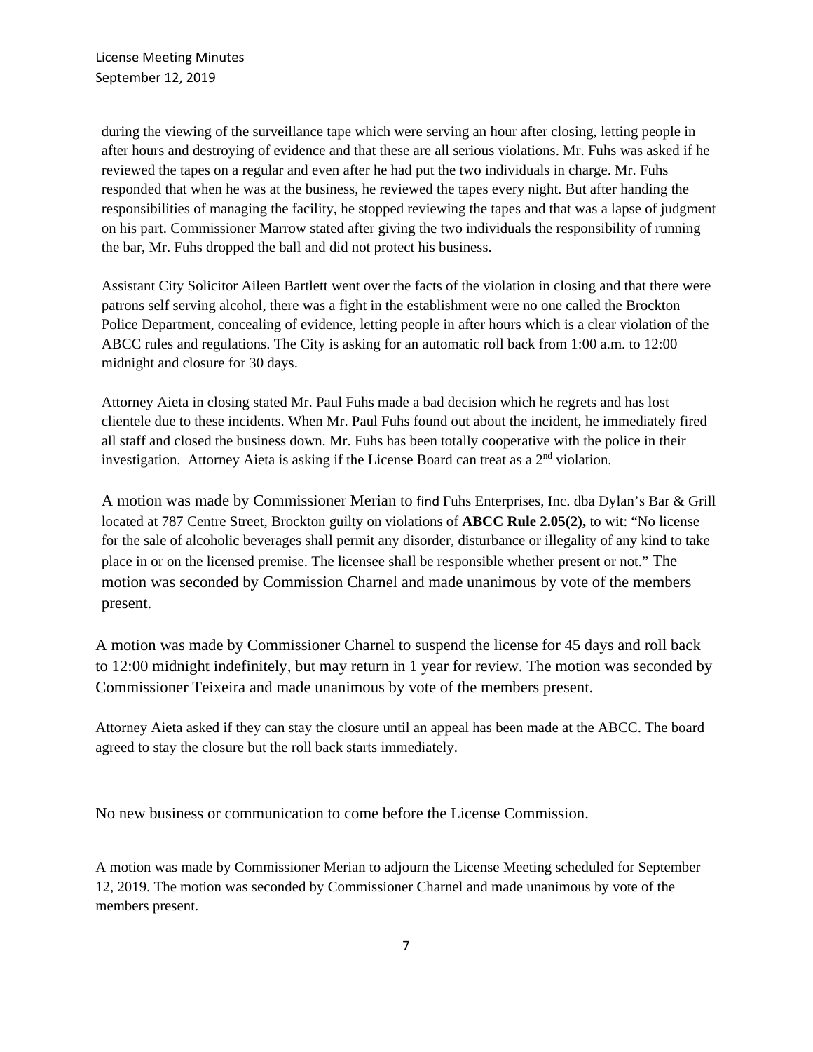during the viewing of the surveillance tape which were serving an hour after closing, letting people in after hours and destroying of evidence and that these are all serious violations. Mr. Fuhs was asked if he reviewed the tapes on a regular and even after he had put the two individuals in charge. Mr. Fuhs responded that when he was at the business, he reviewed the tapes every night. But after handing the responsibilities of managing the facility, he stopped reviewing the tapes and that was a lapse of judgment on his part. Commissioner Marrow stated after giving the two individuals the responsibility of running the bar, Mr. Fuhs dropped the ball and did not protect his business.

Assistant City Solicitor Aileen Bartlett went over the facts of the violation in closing and that there were patrons self serving alcohol, there was a fight in the establishment were no one called the Brockton Police Department, concealing of evidence, letting people in after hours which is a clear violation of the ABCC rules and regulations. The City is asking for an automatic roll back from 1:00 a.m. to 12:00 midnight and closure for 30 days.

Attorney Aieta in closing stated Mr. Paul Fuhs made a bad decision which he regrets and has lost clientele due to these incidents. When Mr. Paul Fuhs found out about the incident, he immediately fired all staff and closed the business down. Mr. Fuhs has been totally cooperative with the police in their investigation. Attorney Aieta is asking if the License Board can treat as a 2nd violation.

A motion was made by Commissioner Merian to find Fuhs Enterprises, Inc. dba Dylan's Bar & Grill located at 787 Centre Street, Brockton guilty on violations of **ABCC Rule 2.05(2),** to wit: "No license for the sale of alcoholic beverages shall permit any disorder, disturbance or illegality of any kind to take place in or on the licensed premise. The licensee shall be responsible whether present or not." The motion was seconded by Commission Charnel and made unanimous by vote of the members present.

A motion was made by Commissioner Charnel to suspend the license for 45 days and roll back to 12:00 midnight indefinitely, but may return in 1 year for review. The motion was seconded by Commissioner Teixeira and made unanimous by vote of the members present.

Attorney Aieta asked if they can stay the closure until an appeal has been made at the ABCC. The board agreed to stay the closure but the roll back starts immediately.

No new business or communication to come before the License Commission.

A motion was made by Commissioner Merian to adjourn the License Meeting scheduled for September 12, 2019. The motion was seconded by Commissioner Charnel and made unanimous by vote of the members present.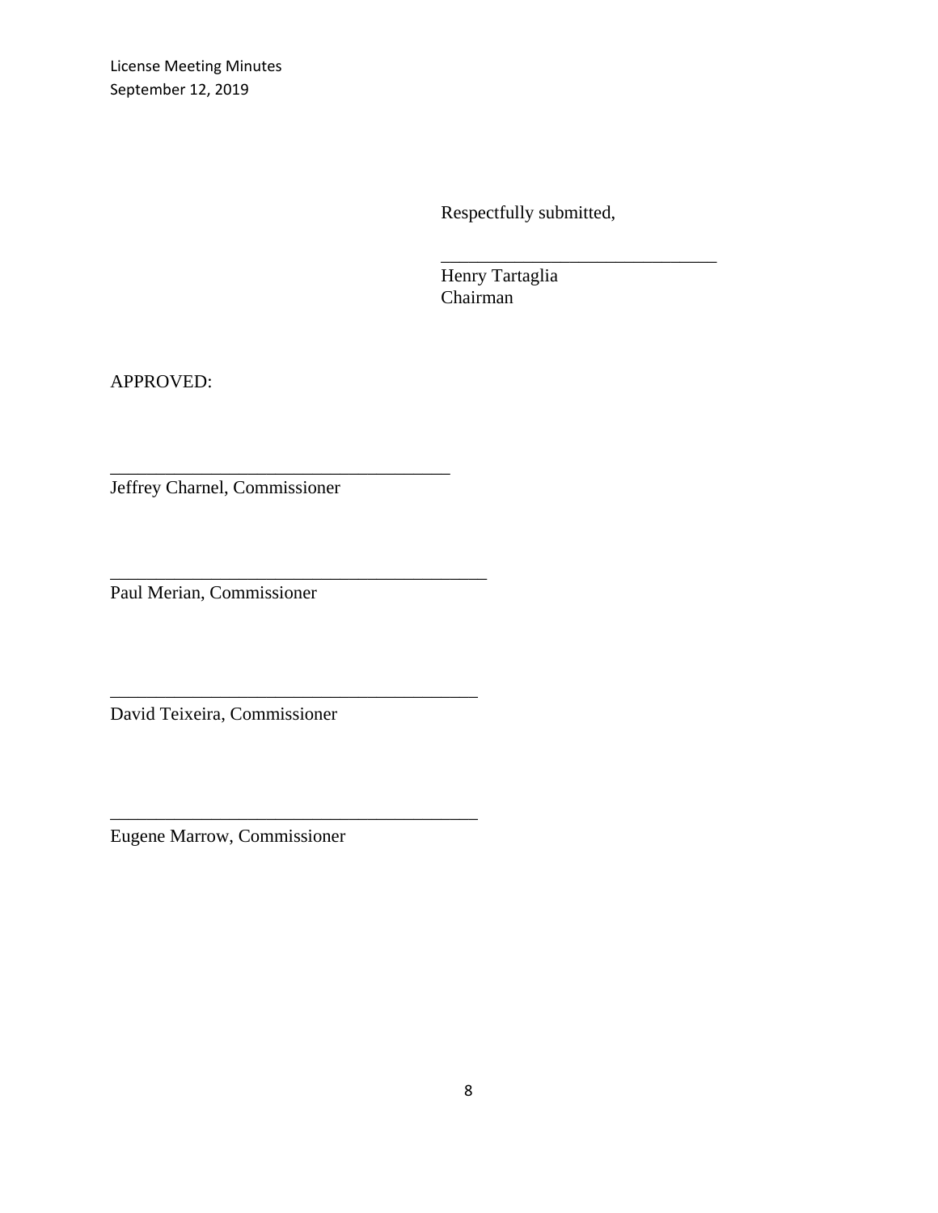Respectfully submitted,

______________________________
Henry Tartaglia
Chairman

APPROVED:

_____________________________________
Jeffrey Charnel, Commissioner

_________________________________________
Paul Merian, Commissioner

________________________________________
David Teixeira, Commissioner

________________________________________
Eugene Marrow, Commissioner